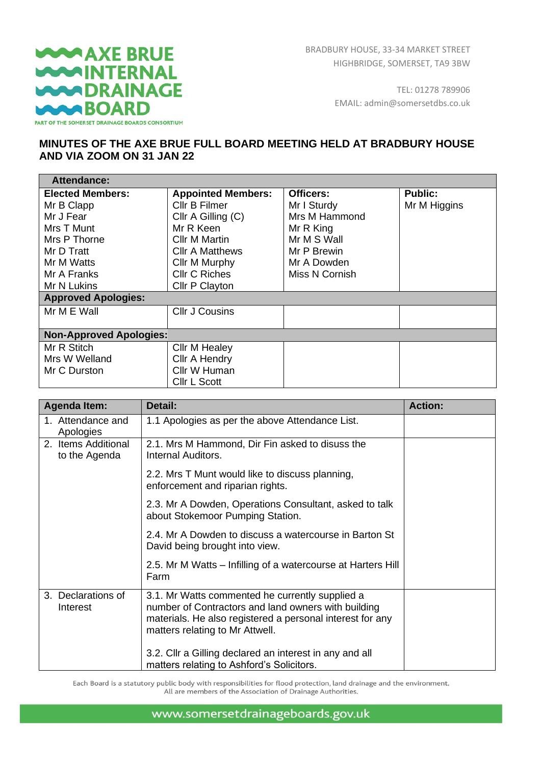AXE BRUE INTERNAL DRAINAGE BOARD
PART OF THE SOMERSET DRAINAGE BOARDS CONSORTIUM

BRADBURY HOUSE, 33-34 MARKET STREET
HIGHBRIDGE, SOMERSET, TA9 3BW

TEL: 01278 789906
EMAIL: admin@somersetdbs.co.uk

## MINUTES OF THE AXE BRUE FULL BOARD MEETING HELD AT BRADBURY HOUSE AND VIA ZOOM ON 31 JAN 22

| **Attendance:** | | | |
|---|---|---|---|
| **Elected Members:**<br>Mr B Clapp<br>Mr J Fear<br>Mrs T Munt<br>Mrs P Thorne<br>Mr D Tratt<br>Mr M Watts<br>Mr A Franks<br>Mr N Lukins | **Appointed Members:**<br>Cllr B Filmer<br>Cllr A Gilling (C)<br>Mr R Keen<br>Cllr M Martin<br>Cllr A Matthews<br>Cllr M Murphy<br>Cllr C Riches<br>Cllr P Clayton | **Officers:**<br>Mr I Sturdy<br>Mrs M Hammond<br>Mr R King<br>Mr M S Wall<br>Mr P Brewin<br>Mr A Dowden<br>Miss N Cornish | **Public:**<br>Mr M Higgins |
| **Approved Apologies:** | | | |
| Mr M E Wall | Cllr J Cousins | | |
| **Non-Approved Apologies:** | | | |
| Mr R Stitch<br>Mrs W Welland<br>Mr C Durston | Cllr M Healey<br>Cllr A Hendry<br>Cllr W Human<br>Cllr L Scott | | |

| Agenda Item: | Detail: | Action: |
|---|---|---|
| 1. Attendance and Apologies | 1.1 Apologies as per the above Attendance List. | |
| 2. Items Additional to the Agenda | 2.1. Mrs M Hammond, Dir Fin asked to disuss the Internal Auditors.<br><br>2.2. Mrs T Munt would like to discuss planning, enforcement and riparian rights.<br><br>2.3. Mr A Dowden, Operations Consultant, asked to talk about Stokemoor Pumping Station.<br><br>2.4. Mr A Dowden to discuss a watercourse in Barton St David being brought into view.<br><br>2.5. Mr M Watts – Infilling of a watercourse at Harters Hill Farm | |
| 3. Declarations of Interest | 3.1. Mr Watts commented he currently supplied a number of Contractors and land owners with building materials. He also registered a personal interest for any matters relating to Mr Attwell.<br><br>3.2. Cllr a Gilling declared an interest in any and all matters relating to Ashford's Solicitors. | |

Each Board is a statutory public body with responsibilities for flood protection, land drainage and the environment.
All are members of the Association of Drainage Authorities.

www.somersetdrainageboards.gov.uk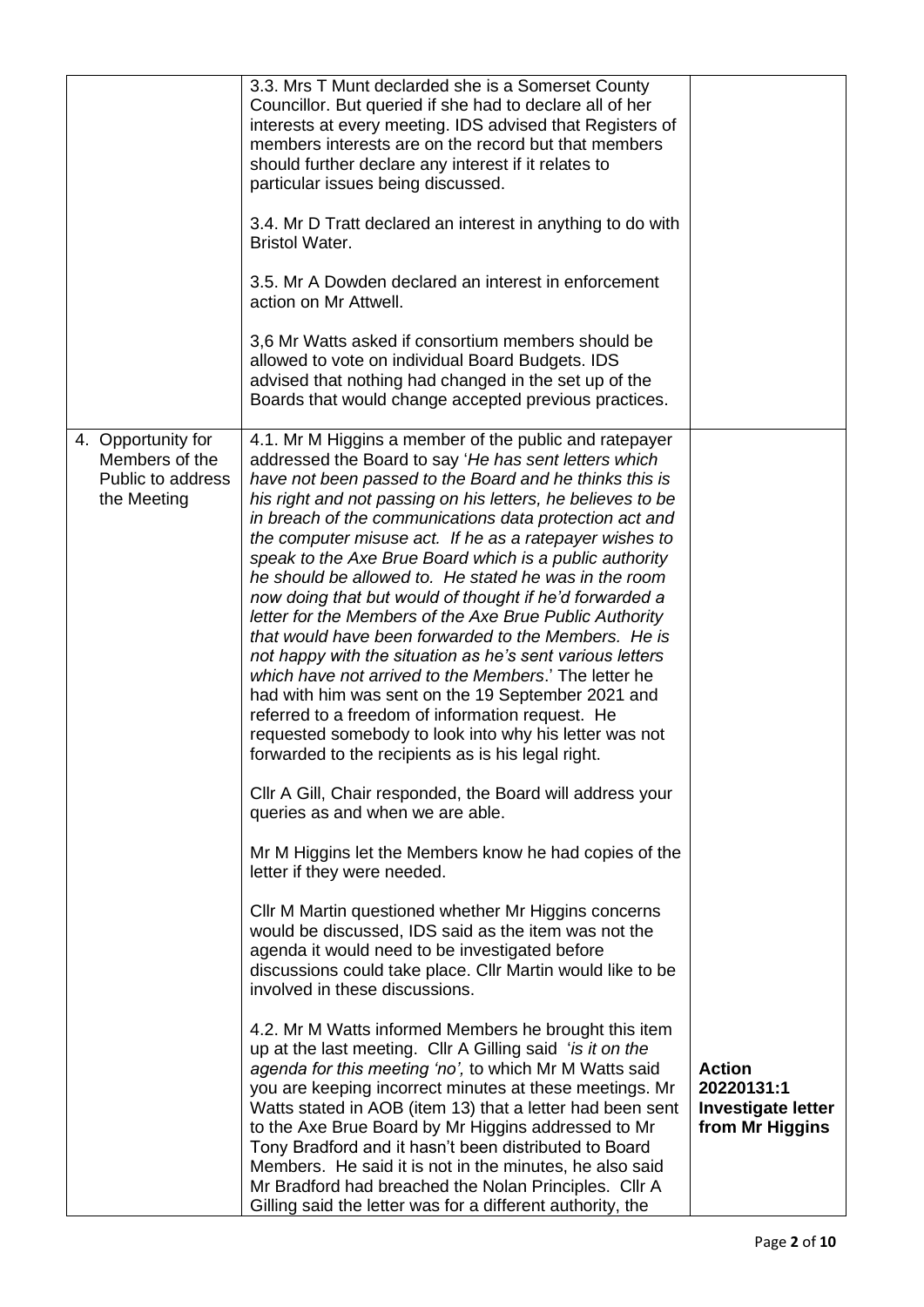| | | |
|---|---|---|
| | 3.3. Mrs T Munt declarded she is a Somerset County Councillor. But queried if she had to declare all of her interests at every meeting. IDS advised that Registers of members interests are on the record but that members should further declare any interest if it relates to particular issues being discussed.<br><br>3.4. Mr D Tratt declared an interest in anything to do with Bristol Water.<br><br>3.5. Mr A Dowden declared an interest in enforcement action on Mr Attwell.<br><br>3,6 Mr Watts asked if consortium members should be allowed to vote on individual Board Budgets. IDS advised that nothing had changed in the set up of the Boards that would change accepted previous practices. | |
| 4. Opportunity for Members of the Public to address the Meeting | 4.1. Mr M Higgins a member of the public and ratepayer addressed the Board to say '*He has sent letters which have not been passed to the Board and he thinks this is his right and not passing on his letters, he believes to be in breach of the communications data protection act and the computer misuse act. If he as a ratepayer wishes to speak to the Axe Brue Board which is a public authority he should be allowed to. He stated he was in the room now doing that but would of thought if he'd forwarded a letter for the Members of the Axe Brue Public Authority that would have been forwarded to the Members. He is not happy with the situation as he's sent various letters which have not arrived to the Members*.' The letter he had with him was sent on the 19 September 2021 and referred to a freedom of information request. He requested somebody to look into why his letter was not forwarded to the recipients as is his legal right.<br><br>Cllr A Gill, Chair responded, the Board will address your queries as and when we are able.<br><br>Mr M Higgins let the Members know he had copies of the letter if they were needed.<br><br>Cllr M Martin questioned whether Mr Higgins concerns would be discussed, IDS said as the item was not the agenda it would need to be investigated before discussions could take place. Cllr Martin would like to be involved in these discussions.<br><br>4.2. Mr M Watts informed Members he brought this item up at the last meeting. Cllr A Gilling said '*is it on the agenda for this meeting 'no'*, to which Mr M Watts said you are keeping incorrect minutes at these meetings. Mr Watts stated in AOB (item 13) that a letter had been sent to the Axe Brue Board by Mr Higgins addressed to Mr Tony Bradford and it hasn't been distributed to Board Members. He said it is not in the minutes, he also said Mr Bradford had breached the Nolan Principles. Cllr A Gilling said the letter was for a different authority, the | **Action 20220131:1 Investigate letter from Mr Higgins** |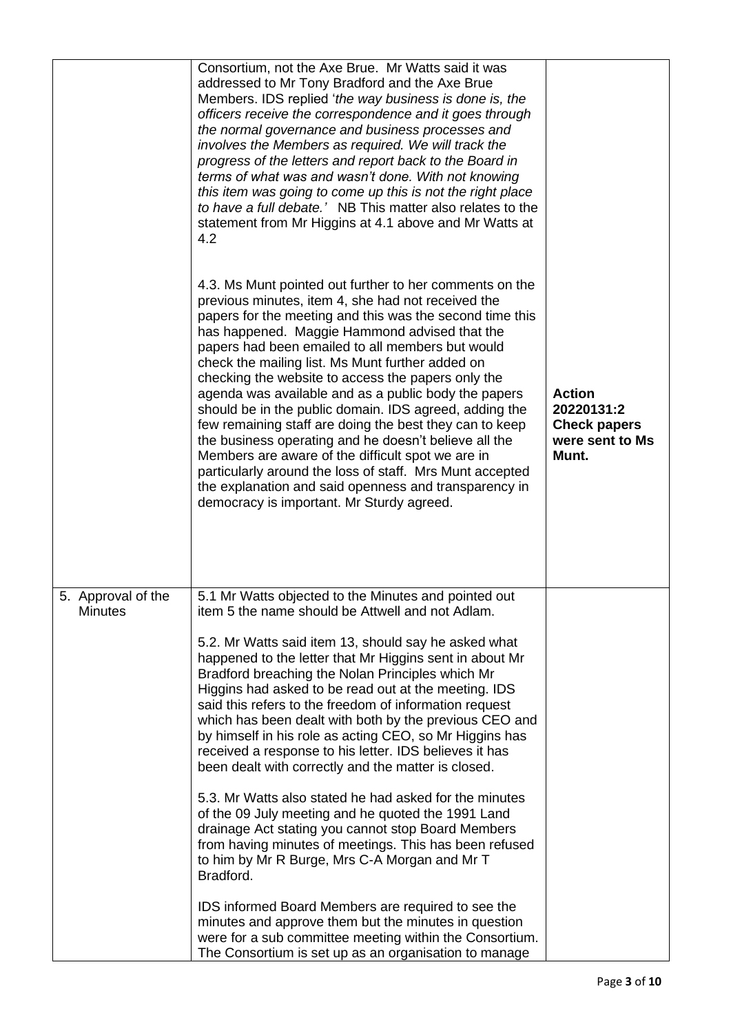| | | |
|---|---|---|
| | Consortium, not the Axe Brue. Mr Watts said it was addressed to Mr Tony Bradford and the Axe Brue Members. IDS replied '*the way business is done is, the officers receive the correspondence and it goes through the normal governance and business processes and involves the Members as required. We will track the progress of the letters and report back to the Board in terms of what was and wasn't done. With not knowing this item was going to come up this is not the right place to have a full debate.*' NB This matter also relates to the statement from Mr Higgins at 4.1 above and Mr Watts at 4.2<br><br>4.3. Ms Munt pointed out further to her comments on the previous minutes, item 4, she had not received the papers for the meeting and this was the second time this has happened. Maggie Hammond advised that the papers had been emailed to all members but would check the mailing list. Ms Munt further added on checking the website to access the papers only the agenda was available and as a public body the papers should be in the public domain. IDS agreed, adding the few remaining staff are doing the best they can to keep the business operating and he doesn't believe all the Members are aware of the difficult spot we are in particularly around the loss of staff. Mrs Munt accepted the explanation and said openness and transparency in democracy is important. Mr Sturdy agreed. | **Action 20220131:2 Check papers were sent to Ms Munt.** |
| 5. Approval of the Minutes | 5.1 Mr Watts objected to the Minutes and pointed out item 5 the name should be Attwell and not Adlam.<br><br>5.2. Mr Watts said item 13, should say he asked what happened to the letter that Mr Higgins sent in about Mr Bradford breaching the Nolan Principles which Mr Higgins had asked to be read out at the meeting. IDS said this refers to the freedom of information request which has been dealt with both by the previous CEO and by himself in his role as acting CEO, so Mr Higgins has received a response to his letter. IDS believes it has been dealt with correctly and the matter is closed.<br><br>5.3. Mr Watts also stated he had asked for the minutes of the 09 July meeting and he quoted the 1991 Land drainage Act stating you cannot stop Board Members from having minutes of meetings. This has been refused to him by Mr R Burge, Mrs C-A Morgan and Mr T Bradford.<br><br>IDS informed Board Members are required to see the minutes and approve them but the minutes in question were for a sub committee meeting within the Consortium. The Consortium is set up as an organisation to manage | |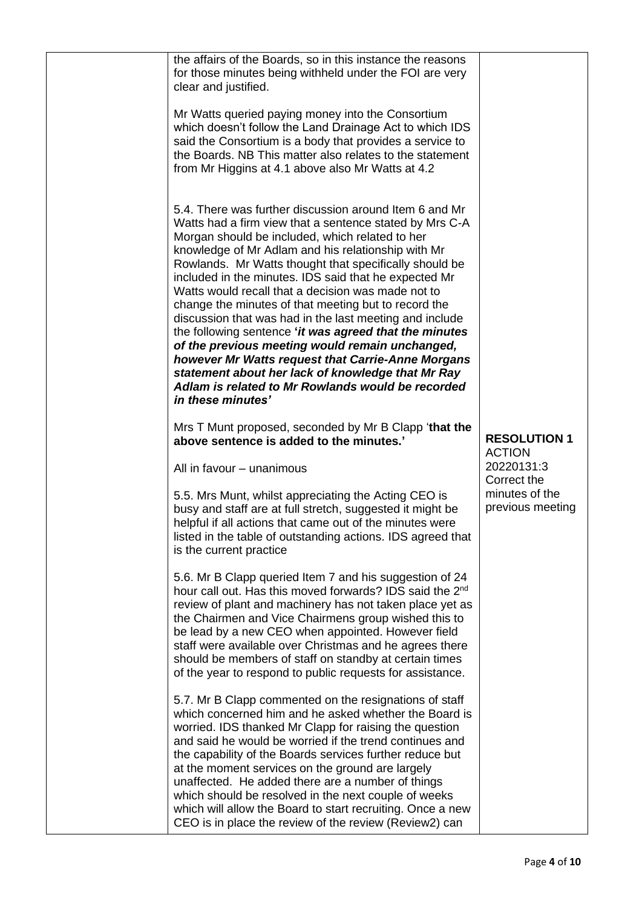| | | |
|---|---|---|
| | the affairs of the Boards, so in this instance the reasons for those minutes being withheld under the FOI are very clear and justified.<br><br>Mr Watts queried paying money into the Consortium which doesn't follow the Land Drainage Act to which IDS said the Consortium is a body that provides a service to the Boards. NB This matter also relates to the statement from Mr Higgins at 4.1 above also Mr Watts at 4.2<br><br>5.4. There was further discussion around Item 6 and Mr Watts had a firm view that a sentence stated by Mrs C-A Morgan should be included, which related to her knowledge of Mr Adlam and his relationship with Mr Rowlands. Mr Watts thought that specifically should be included in the minutes. IDS said that he expected Mr Watts would recall that a decision was made not to change the minutes of that meeting but to record the discussion that was had in the last meeting and include the following sentence ***'it was agreed that the minutes of the previous meeting would remain unchanged, however Mr Watts request that Carrie-Anne Morgans statement about her lack of knowledge that Mr Ray Adlam is related to Mr Rowlands would be recorded in these minutes'***<br><br>Mrs T Munt proposed, seconded by Mr B Clapp '**that the above sentence is added to the minutes.'**<br><br>All in favour – unanimous<br><br>5.5. Mrs Munt, whilst appreciating the Acting CEO is busy and staff are at full stretch, suggested it might be helpful if all actions that came out of the minutes were listed in the table of outstanding actions. IDS agreed that is the current practice<br><br>5.6. Mr B Clapp queried Item 7 and his suggestion of 24 hour call out. Has this moved forwards? IDS said the 2nd review of plant and machinery has not taken place yet as the Chairmen and Vice Chairmens group wished this to be lead by a new CEO when appointed. However field staff were available over Christmas and he agrees there should be members of staff on standby at certain times of the year to respond to public requests for assistance.<br><br>5.7. Mr B Clapp commented on the resignations of staff which concerned him and he asked whether the Board is worried. IDS thanked Mr Clapp for raising the question and said he would be worried if the trend continues and the capability of the Boards services further reduce but at the moment services on the ground are largely unaffected. He added there are a number of things which should be resolved in the next couple of weeks which will allow the Board to start recruiting. Once a new CEO is in place the review of the review (Review2) can | **RESOLUTION 1**<br>ACTION 20220131:3 Correct the minutes of the previous meeting |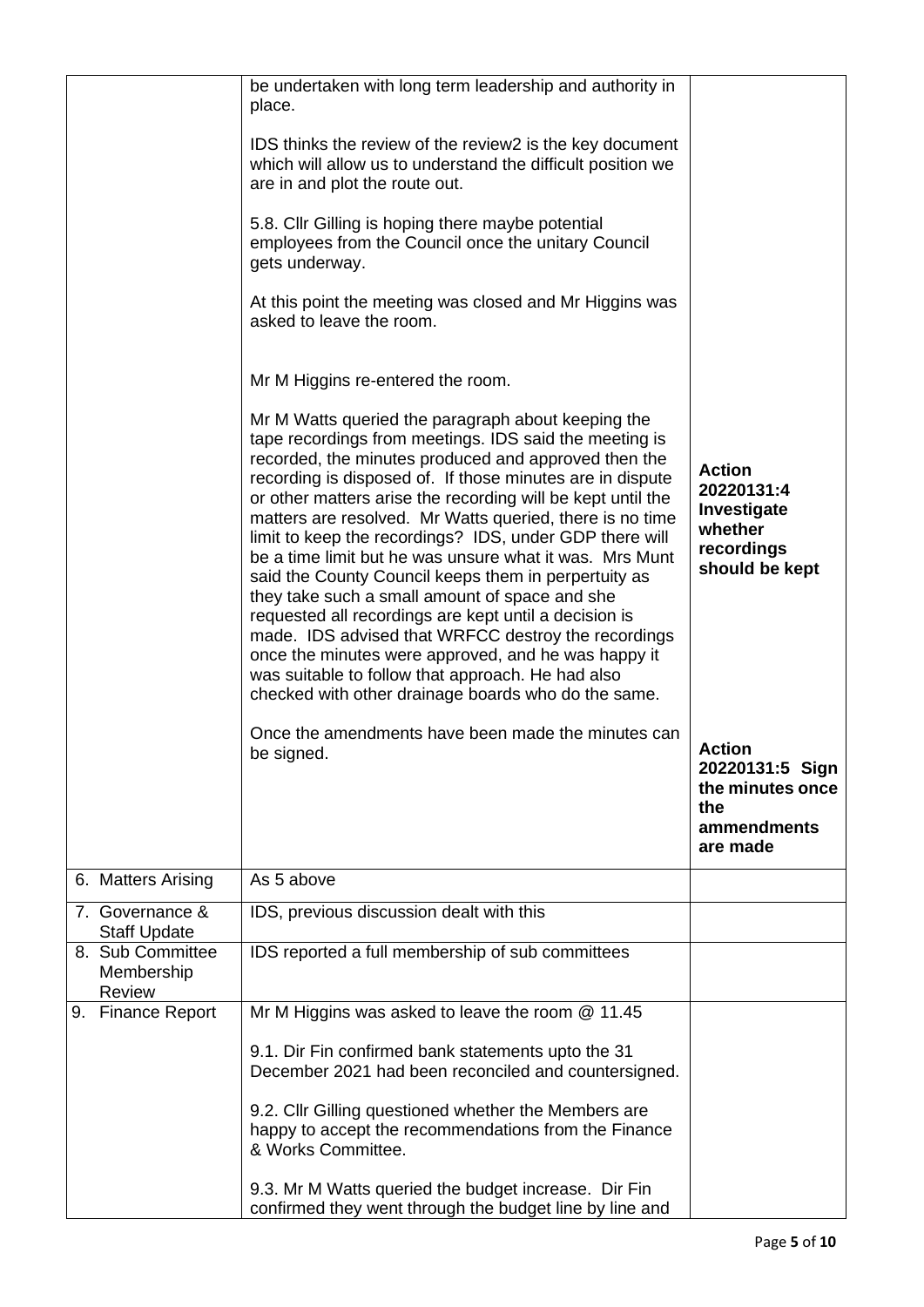| | | |
|---|---|---|
| | be undertaken with long term leadership and authority in place.<br><br>IDS thinks the review of the review2 is the key document which will allow us to understand the difficult position we are in and plot the route out.<br><br>5.8. Cllr Gilling is hoping there maybe potential employees from the Council once the unitary Council gets underway.<br><br>At this point the meeting was closed and Mr Higgins was asked to leave the room.<br><br>Mr M Higgins re-entered the room.<br><br>Mr M Watts queried the paragraph about keeping the tape recordings from meetings. IDS said the meeting is recorded, the minutes produced and approved then the recording is disposed of. If those minutes are in dispute or other matters arise the recording will be kept until the matters are resolved. Mr Watts queried, there is no time limit to keep the recordings? IDS, under GDP there will be a time limit but he was unsure what it was. Mrs Munt said the County Council keeps them in perpertuity as they take such a small amount of space and she requested all recordings are kept until a decision is made. IDS advised that WRFCC destroy the recordings once the minutes were approved, and he was happy it was suitable to follow that approach. He had also checked with other drainage boards who do the same.<br><br>Once the amendments have been made the minutes can be signed. | **Action 20220131:4 Investigate whether recordings should be kept**<br><br>**Action 20220131:5 Sign the minutes once the ammendments are made** |
| 6. Matters Arising | As 5 above | |
| 7. Governance & Staff Update | IDS, previous discussion dealt with this | |
| 8. Sub Committee Membership Review | IDS reported a full membership of sub committees | |
| 9. Finance Report | Mr M Higgins was asked to leave the room @ 11.45<br><br>9.1. Dir Fin confirmed bank statements upto the 31 December 2021 had been reconciled and countersigned.<br><br>9.2. Cllr Gilling questioned whether the Members are happy to accept the recommendations from the Finance & Works Committee.<br><br>9.3. Mr M Watts queried the budget increase. Dir Fin confirmed they went through the budget line by line and | |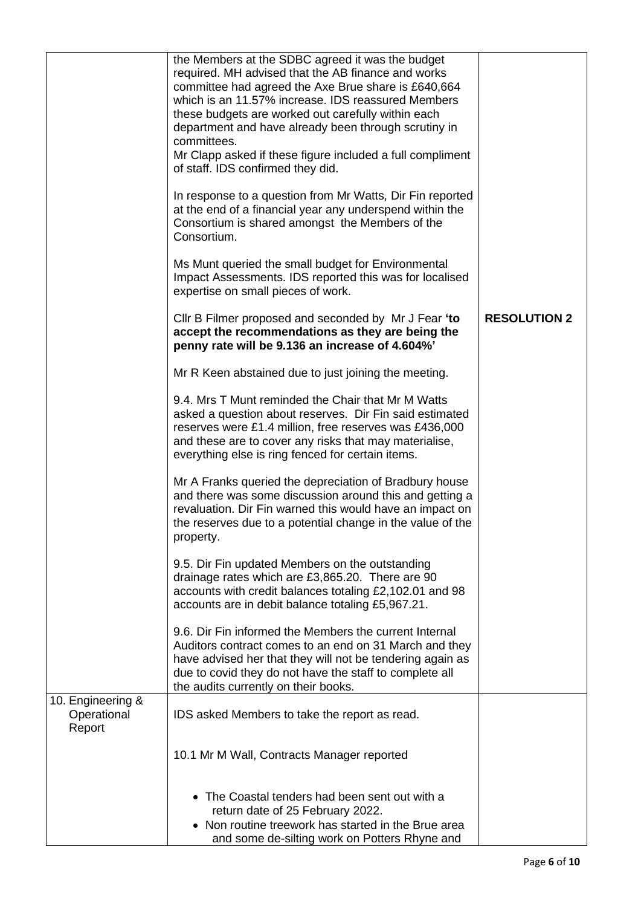| | | |
|---|---|---|
| | the Members at the SDBC agreed it was the budget required. MH advised that the AB finance and works committee had agreed the Axe Brue share is £640,664 which is an 11.57% increase. IDS reassured Members these budgets are worked out carefully within each department and have already been through scrutiny in committees.<br>Mr Clapp asked if these figure included a full compliment of staff. IDS confirmed they did.<br><br>In response to a question from Mr Watts, Dir Fin reported at the end of a financial year any underspend within the Consortium is shared amongst the Members of the Consortium.<br><br>Ms Munt queried the small budget for Environmental Impact Assessments. IDS reported this was for localised expertise on small pieces of work.<br><br>Cllr B Filmer proposed and seconded by Mr J Fear **'to accept the recommendations as they are being the penny rate will be 9.136 an increase of 4.604%'**<br><br>Mr R Keen abstained due to just joining the meeting.<br><br>9.4. Mrs T Munt reminded the Chair that Mr M Watts asked a question about reserves. Dir Fin said estimated reserves were £1.4 million, free reserves was £436,000 and these are to cover any risks that may materialise, everything else is ring fenced for certain items.<br><br>Mr A Franks queried the depreciation of Bradbury house and there was some discussion around this and getting a revaluation. Dir Fin warned this would have an impact on the reserves due to a potential change in the value of the property.<br><br>9.5. Dir Fin updated Members on the outstanding drainage rates which are £3,865.20. There are 90 accounts with credit balances totaling £2,102.01 and 98 accounts are in debit balance totaling £5,967.21.<br><br>9.6. Dir Fin informed the Members the current Internal Auditors contract comes to an end on 31 March and they have advised her that they will not be tendering again as due to covid they do not have the staff to complete all the audits currently on their books. | **RESOLUTION 2** |
| 10. Engineering & Operational Report | IDS asked Members to take the report as read.<br><br>10.1 Mr M Wall, Contracts Manager reported<br><br>• The Coastal tenders had been sent out with a return date of 25 February 2022.<br>• Non routine treework has started in the Brue area and some de-silting work on Potters Rhyne and | |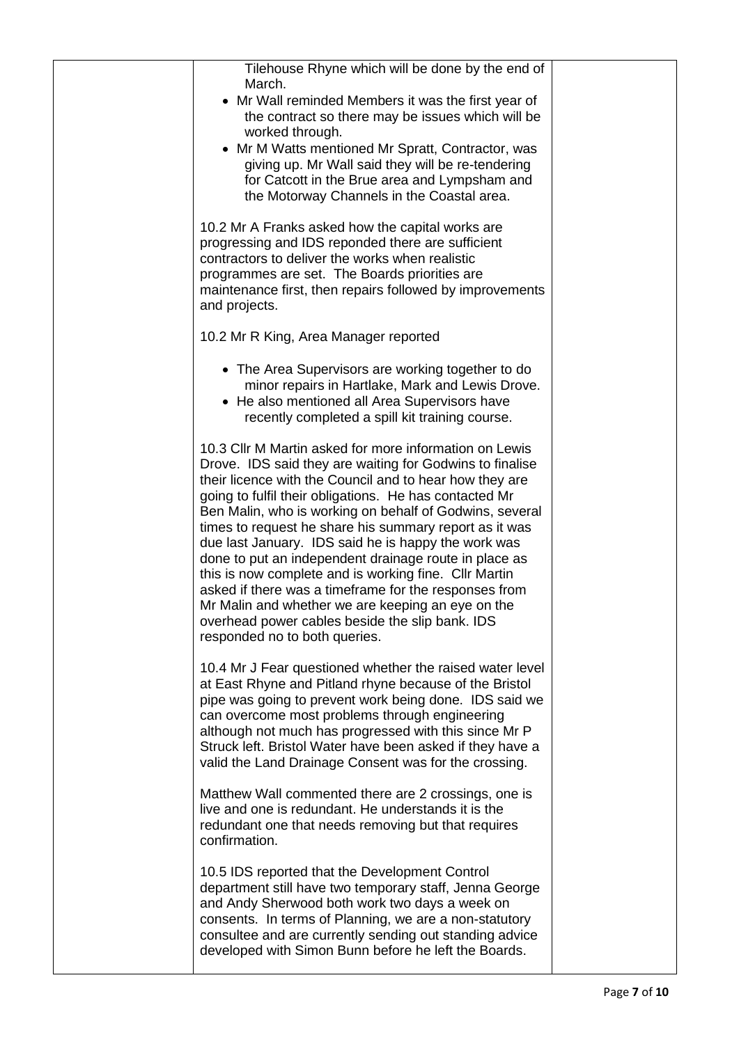| | | |
|---|---|---|
| | Tilehouse Rhyne which will be done by the end of March.<br>• Mr Wall reminded Members it was the first year of the contract so there may be issues which will be worked through.<br>• Mr M Watts mentioned Mr Spratt, Contractor, was giving up. Mr Wall said they will be re-tendering for Catcott in the Brue area and Lympsham and the Motorway Channels in the Coastal area.<br><br>10.2 Mr A Franks asked how the capital works are progressing and IDS reponded there are sufficient contractors to deliver the works when realistic programmes are set. The Boards priorities are maintenance first, then repairs followed by improvements and projects.<br><br>10.2 Mr R King, Area Manager reported<br><br>• The Area Supervisors are working together to do minor repairs in Hartlake, Mark and Lewis Drove.<br>• He also mentioned all Area Supervisors have recently completed a spill kit training course.<br><br>10.3 Cllr M Martin asked for more information on Lewis Drove. IDS said they are waiting for Godwins to finalise their licence with the Council and to hear how they are going to fulfil their obligations. He has contacted Mr Ben Malin, who is working on behalf of Godwins, several times to request he share his summary report as it was due last January. IDS said he is happy the work was done to put an independent drainage route in place as this is now complete and is working fine. Cllr Martin asked if there was a timeframe for the responses from Mr Malin and whether we are keeping an eye on the overhead power cables beside the slip bank. IDS responded no to both queries.<br><br>10.4 Mr J Fear questioned whether the raised water level at East Rhyne and Pitland rhyne because of the Bristol pipe was going to prevent work being done. IDS said we can overcome most problems through engineering although not much has progressed with this since Mr P Struck left. Bristol Water have been asked if they have a valid the Land Drainage Consent was for the crossing.<br><br>Matthew Wall commented there are 2 crossings, one is live and one is redundant. He understands it is the redundant one that needs removing but that requires confirmation.<br><br>10.5 IDS reported that the Development Control department still have two temporary staff, Jenna George and Andy Sherwood both work two days a week on consents. In terms of Planning, we are a non-statutory consultee and are currently sending out standing advice developed with Simon Bunn before he left the Boards. | |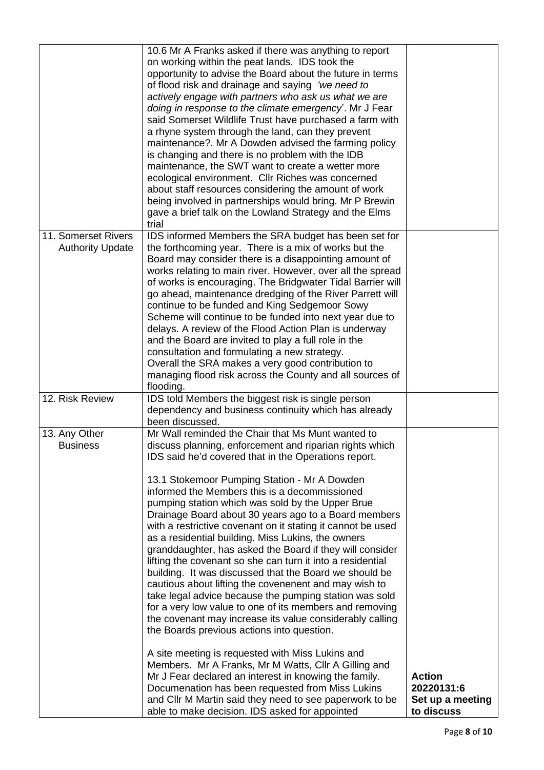| | | |
|---|---|---|
| | 10.6 Mr A Franks asked if there was anything to report on working within the peat lands. IDS took the opportunity to advise the Board about the future in terms of flood risk and drainage and saying *'we need to actively engage with partners who ask us what we are doing in response to the climate emergency*'. Mr J Fear said Somerset Wildlife Trust have purchased a farm with a rhyne system through the land, can they prevent maintenance?. Mr A Dowden advised the farming policy is changing and there is no problem with the IDB maintenance, the SWT want to create a wetter more ecological environment. Cllr Riches was concerned about staff resources considering the amount of work being involved in partnerships would bring. Mr P Brewin gave a brief talk on the Lowland Strategy and the Elms trial | |
| 11. Somerset Rivers Authority Update | IDS informed Members the SRA budget has been set for the forthcoming year. There is a mix of works but the Board may consider there is a disappointing amount of works relating to main river. However, over all the spread of works is encouraging. The Bridgwater Tidal Barrier will go ahead, maintenance dredging of the River Parrett will continue to be funded and King Sedgemoor Sowy Scheme will continue to be funded into next year due to delays. A review of the Flood Action Plan is underway and the Board are invited to play a full role in the consultation and formulating a new strategy.<br>Overall the SRA makes a very good contribution to managing flood risk across the County and all sources of flooding. | |
| 12. Risk Review | IDS told Members the biggest risk is single person dependency and business continuity which has already been discussed. | |
| 13. Any Other Business | Mr Wall reminded the Chair that Ms Munt wanted to discuss planning, enforcement and riparian rights which IDS said he'd covered that in the Operations report.<br><br>13.1 Stokemoor Pumping Station - Mr A Dowden informed the Members this is a decommissioned pumping station which was sold by the Upper Brue Drainage Board about 30 years ago to a Board members with a restrictive covenant on it stating it cannot be used as a residential building. Miss Lukins, the owners granddaughter, has asked the Board if they will consider lifting the covenant so she can turn it into a residential building. It was discussed that the Board we should be cautious about lifting the covenenent and may wish to take legal advice because the pumping station was sold for a very low value to one of its members and removing the covenant may increase its value considerably calling the Boards previous actions into question.<br><br>A site meeting is requested with Miss Lukins and Members. Mr A Franks, Mr M Watts, Cllr A Gilling and Mr J Fear declared an interest in knowing the family. Documenation has been requested from Miss Lukins and Cllr M Martin said they need to see paperwork to be able to make decision. IDS asked for appointed | **Action 20220131:6 Set up a meeting to discuss** |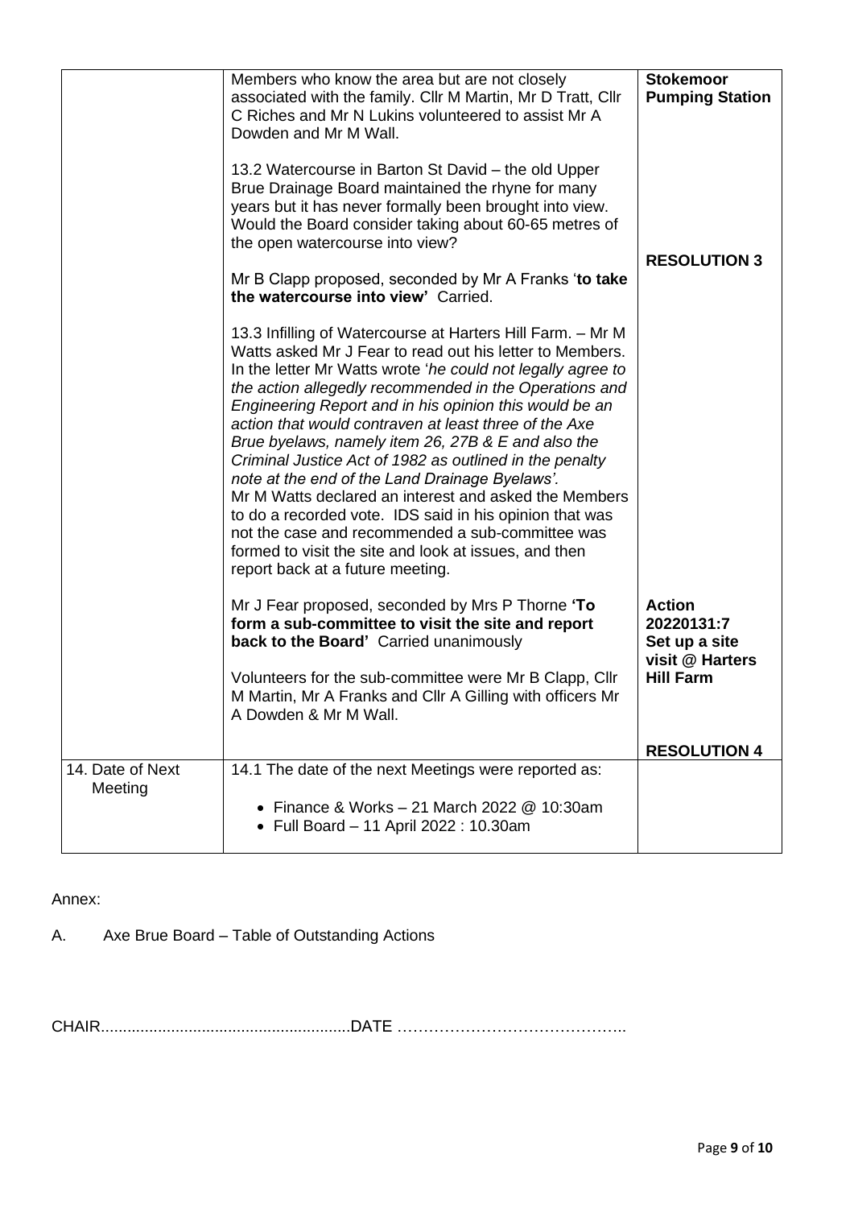|  |  |  |
|---|---|---|
|  | Members who know the area but are not closely associated with the family. Cllr M Martin, Mr D Tratt, Cllr C Riches and Mr N Lukins volunteered to assist Mr A Dowden and Mr M Wall.<br><br>13.2 Watercourse in Barton St David – the old Upper Brue Drainage Board maintained the rhyne for many years but it has never formally been brought into view. Would the Board consider taking about 60-65 metres of the open watercourse into view?<br><br>Mr B Clapp proposed, seconded by Mr A Franks '**to take the watercourse into view'** Carried.<br><br>13.3 Infilling of Watercourse at Harters Hill Farm. – Mr M Watts asked Mr J Fear to read out his letter to Members. In the letter Mr Watts wrote '*he could not legally agree to the action allegedly recommended in the Operations and Engineering Report and in his opinion this would be an action that would contraven at least three of the Axe Brue byelaws, namely item 26, 27B & E and also the Criminal Justice Act of 1982 as outlined in the penalty note at the end of the Land Drainage Byelaws'.*<br>Mr M Watts declared an interest and asked the Members to do a recorded vote. IDS said in his opinion that was not the case and recommended a sub-committee was formed to visit the site and look at issues, and then report back at a future meeting.<br><br>Mr J Fear proposed, seconded by Mrs P Thorne **'To form a sub-committee to visit the site and report back to the Board'** Carried unanimously<br><br>Volunteers for the sub-committee were Mr B Clapp, Cllr M Martin, Mr A Franks and Cllr A Gilling with officers Mr A Dowden & Mr M Wall. | **Stokemoor Pumping Station**<br><br>**RESOLUTION 3**<br><br>**Action 20220131:7 Set up a site visit @ Harters Hill Farm**<br><br>**RESOLUTION 4** |
| 14. Date of Next Meeting | 14.1 The date of the next Meetings were reported as:<br><br>• Finance & Works – 21 March 2022 @ 10:30am<br>• Full Board – 11 April 2022 : 10.30am |  |

Annex:

A. Axe Brue Board – Table of Outstanding Actions

CHAIR.........................................................DATE ……………………………………..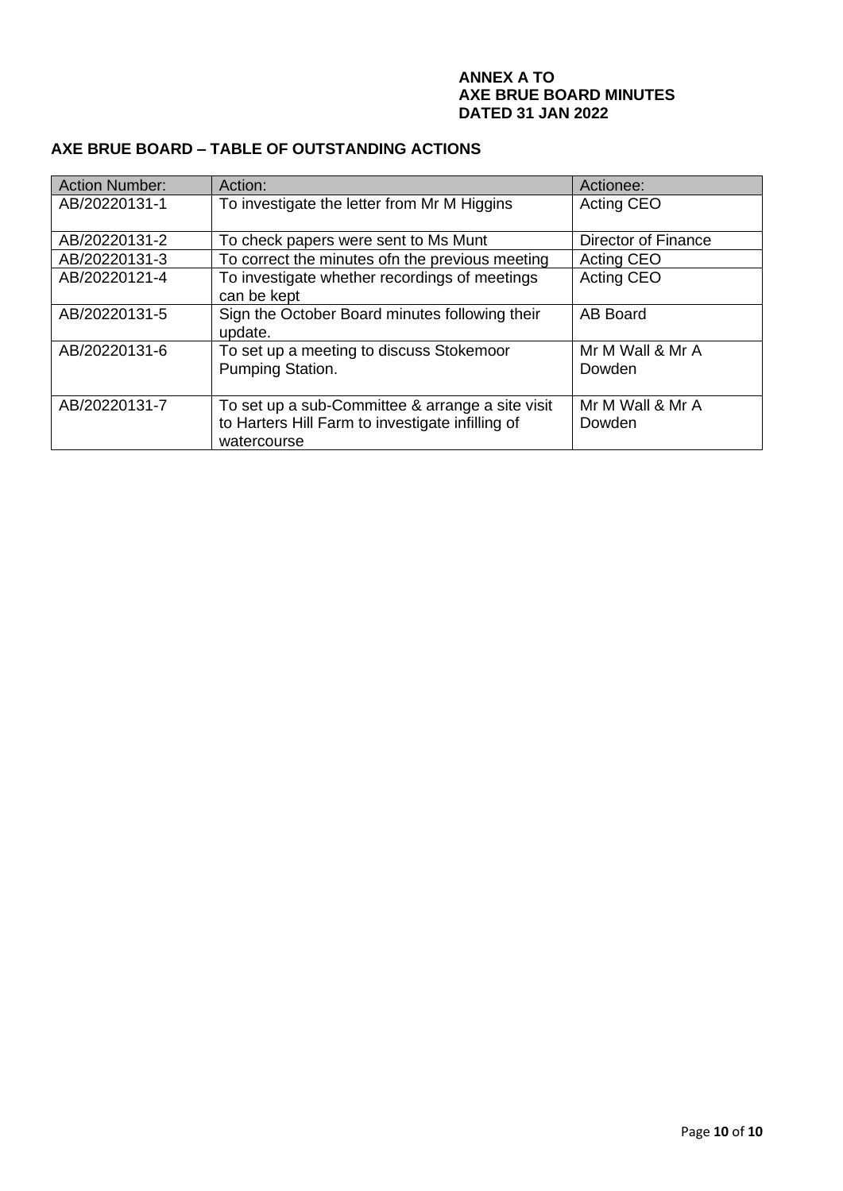**ANNEX A TO**
**AXE BRUE BOARD MINUTES**
**DATED 31 JAN 2022**

## AXE BRUE BOARD – TABLE OF OUTSTANDING ACTIONS

| Action Number: | Action: | Actionee: |
|---|---|---|
| AB/20220131-1 | To investigate the letter from Mr M Higgins | Acting CEO |
| AB/20220131-2 | To check papers were sent to Ms Munt | Director of Finance |
| AB/20220131-3 | To correct the minutes ofn the previous meeting | Acting CEO |
| AB/20220121-4 | To investigate whether recordings of meetings can be kept | Acting CEO |
| AB/20220131-5 | Sign the October Board minutes following their update. | AB Board |
| AB/20220131-6 | To set up a meeting to discuss Stokemoor Pumping Station. | Mr M Wall & Mr A Dowden |
| AB/20220131-7 | To set up a sub-Committee & arrange a site visit to Harters Hill Farm to investigate infilling of watercourse | Mr M Wall & Mr A Dowden |